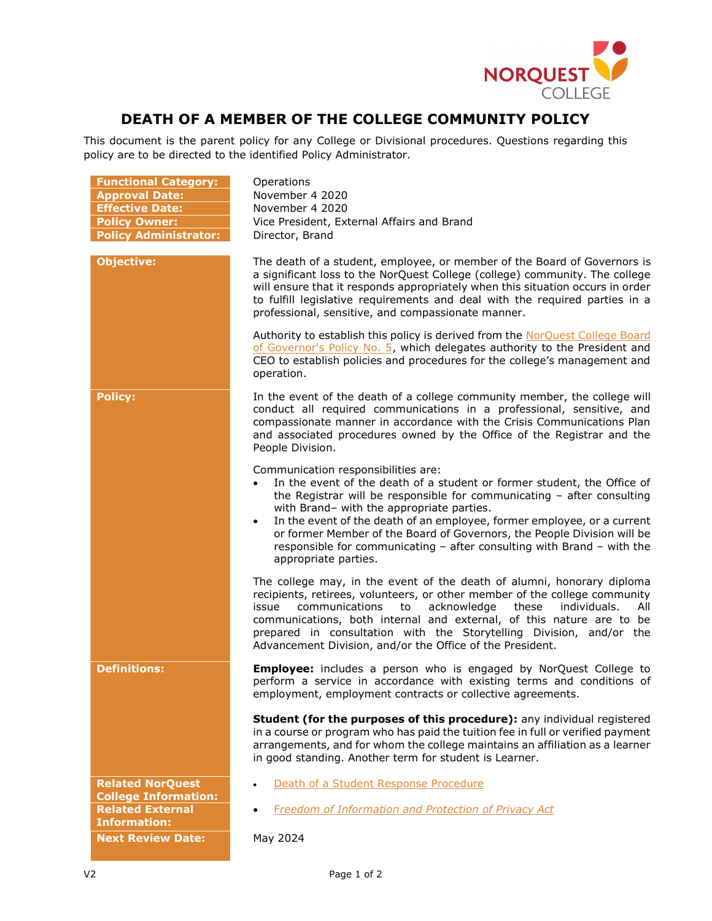# DEATH OF A MEMBER OF THE COLLEGE COMMUNITY POLICY

This document is the parent policy for any College or Divisional procedures. Questions regarding this policy are to be directed to the identified Policy Administrator.

| | |
|---|---|
| **Functional Category:** | Operations |
| **Approval Date:** | November 4 2020 |
| **Effective Date:** | November 4 2020 |
| **Policy Owner:** | Vice President, External Affairs and Brand |
| **Policy Administrator:** | Director, Brand |

**Objective:**

The death of a student, employee, or member of the Board of Governors is a significant loss to the NorQuest College (college) community. The college will ensure that it responds appropriately when this situation occurs in order to fulfill legislative requirements and deal with the required parties in a professional, sensitive, and compassionate manner.

Authority to establish this policy is derived from the NorQuest College Board of Governor's Policy No. 5, which delegates authority to the President and CEO to establish policies and procedures for the college's management and operation.

**Policy:**

In the event of the death of a college community member, the college will conduct all required communications in a professional, sensitive, and compassionate manner in accordance with the Crisis Communications Plan and associated procedures owned by the Office of the Registrar and the People Division.

Communication responsibilities are:

- In the event of the death of a student or former student, the Office of the Registrar will be responsible for communicating – after consulting with Brand– with the appropriate parties.
- In the event of the death of an employee, former employee, or a current or former Member of the Board of Governors, the People Division will be responsible for communicating – after consulting with Brand – with the appropriate parties.

The college may, in the event of the death of alumni, honorary diploma recipients, retirees, volunteers, or other member of the college community issue communications to acknowledge these individuals. All communications, both internal and external, of this nature are to be prepared in consultation with the Storytelling Division, and/or the Advancement Division, and/or the Office of the President.

**Definitions:**

**Employee:** includes a person who is engaged by NorQuest College to perform a service in accordance with existing terms and conditions of employment, employment contracts or collective agreements.

**Student (for the purposes of this procedure):** any individual registered in a course or program who has paid the tuition fee in full or verified payment arrangements, and for whom the college maintains an affiliation as a learner in good standing. Another term for student is Learner.

**Related NorQuest College Information:**

- Death of a Student Response Procedure

**Related External Information:**

- *Freedom of Information and Protection of Privacy Act*

**Next Review Date:** May 2024

V2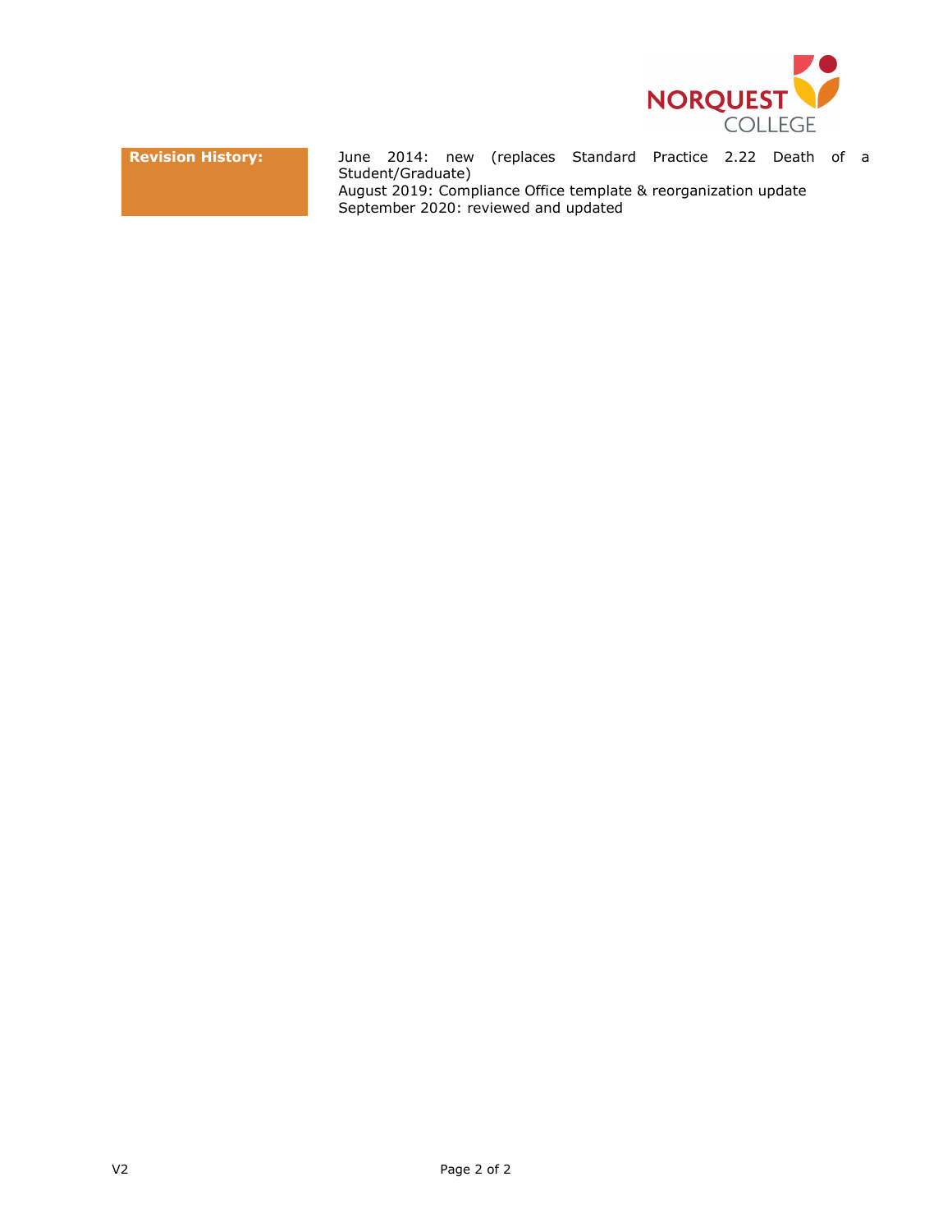| | |
|---|---|
| **Revision History:** | June 2014: new (replaces Standard Practice 2.22 Death of a Student/Graduate)<br>August 2019: Compliance Office template & reorganization update<br>September 2020: reviewed and updated |